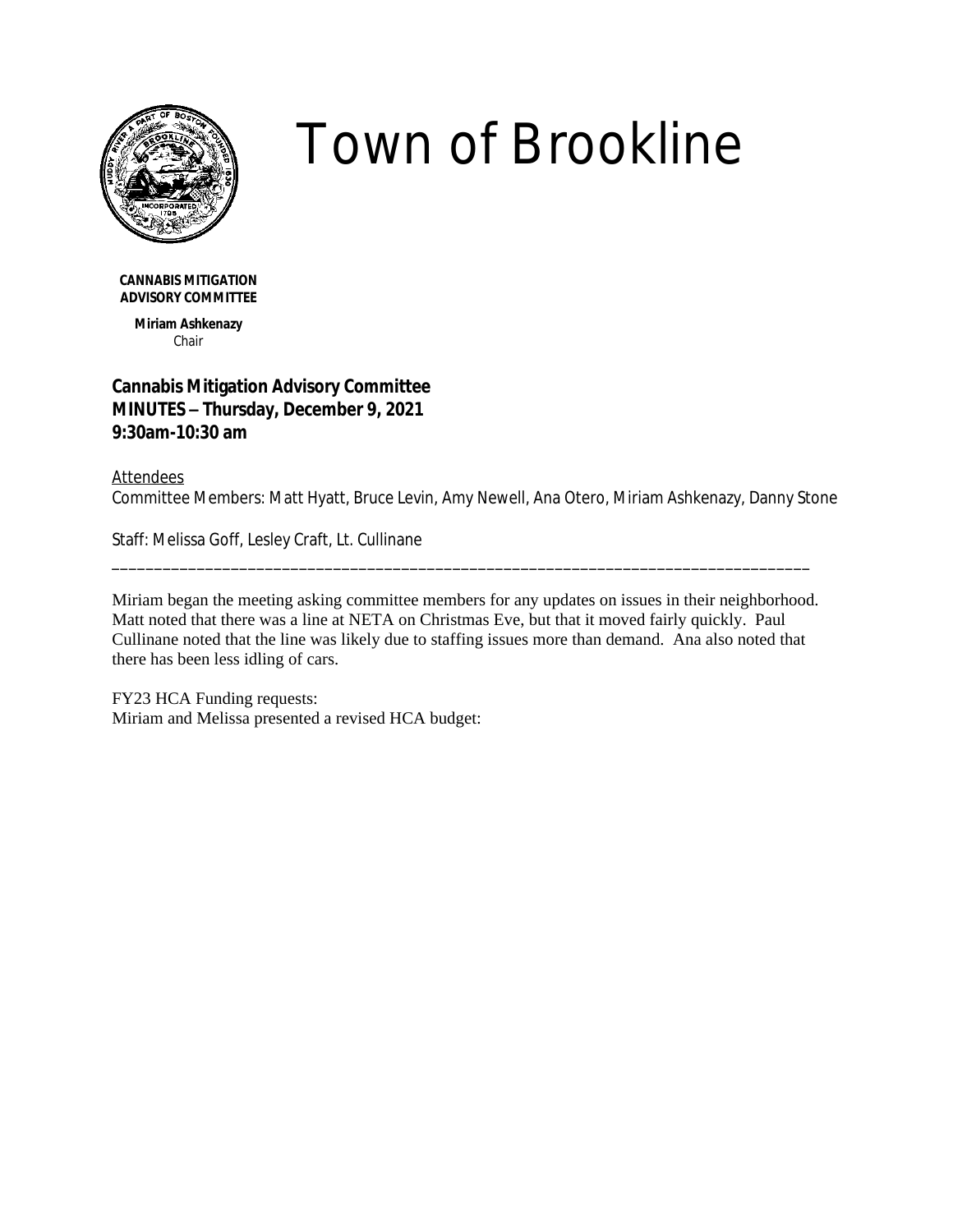# Town of Brookline

**CANNABIS MITIGATION ADVISORY COMMITTEE**

**Miriam Ashkenazy**
Chair

**Cannabis Mitigation Advisory Committee**
**MINUTES – Thursday, December 9, 2021**
**9:30am-10:30 am**

Attendees
Committee Members: Matt Hyatt, Bruce Levin, Amy Newell, Ana Otero, Miriam Ashkenazy, Danny Stone

Staff: Melissa Goff, Lesley Craft, Lt. Cullinane

---

Miriam began the meeting asking committee members for any updates on issues in their neighborhood. Matt noted that there was a line at NETA on Christmas Eve, but that it moved fairly quickly. Paul Cullinane noted that the line was likely due to staffing issues more than demand. Ana also noted that there has been less idling of cars.

FY23 HCA Funding requests:
Miriam and Melissa presented a revised HCA budget: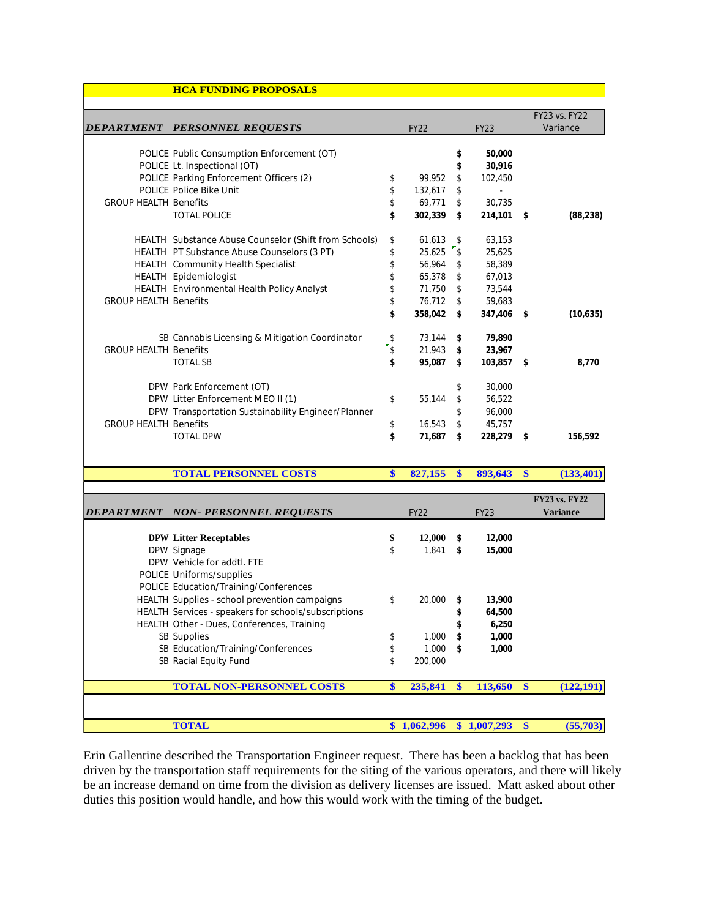| | HCA FUNDING PROPOSALS | | | |
|---|---|---|---|---|
| ***DEPARTMENT*** | ***PERSONNEL REQUESTS*** | FY22 | FY23 | FY23 vs. FY22 Variance |
| POLICE | Public Consumption Enforcement (OT) | | **$ 50,000** | |
| POLICE | Lt. Inspectional (OT) | | **$ 30,916** | |
| POLICE | Parking Enforcement Officers (2) | $ 99,952 | $ 102,450 | |
| POLICE | Police Bike Unit | $ 132,617 | $ - | |
| GROUP HEALTH | Benefits | $ 69,771 | $ 30,735 | |
| | TOTAL POLICE | **$ 302,339** | **$ 214,101** | **$ (88,238)** |
| HEALTH | Substance Abuse Counselor (Shift from Schools) | $ 61,613 | $ 63,153 | |
| HEALTH | PT Substance Abuse Counselors (3 PT) | $ 25,625 | $ 25,625 | |
| HEALTH | Community Health Specialist | $ 56,964 | $ 58,389 | |
| HEALTH | Epidemiologist | $ 65,378 | $ 67,013 | |
| HEALTH | Environmental Health Policy Analyst | $ 71,750 | $ 73,544 | |
| GROUP HEALTH | Benefits | $ 76,712 | $ 59,683 | |
| | | **$ 358,042** | **$ 347,406** | **$ (10,635)** |
| SB | Cannabis Licensing & Mitigation Coordinator | $ 73,144 | **$ 79,890** | |
| GROUP HEALTH | Benefits | $ 21,943 | **$ 23,967** | |
| | TOTAL SB | **$ 95,087** | **$ 103,857** | **$ 8,770** |
| DPW | Park Enforcement (OT) | | $ 30,000 | |
| DPW | Litter Enforcement MEO II (1) | $ 55,144 | $ 56,522 | |
| DPW | Transportation Sustainability Engineer/Planner | | $ 96,000 | |
| GROUP HEALTH | Benefits | $ 16,543 | $ 45,757 | |
| | TOTAL DPW | **$ 71,687** | **$ 228,279** | **$ 156,592** |
| | **TOTAL PERSONNEL COSTS** | **$ 827,155** | **$ 893,643** | **$ (133,401)** |
| ***DEPARTMENT*** | ***NON- PERSONNEL REQUESTS*** | FY22 | FY23 | **FY23 vs. FY22 Variance** |
| **DPW** | **Litter Receptables** | **$ 12,000** | **$ 12,000** | |
| DPW | Signage | $ 1,841 | **$ 15,000** | |
| DPW | Vehicle for addtl. FTE | | | |
| POLICE | Uniforms/supplies | | | |
| POLICE | Education/Training/Conferences | | | |
| HEALTH | Supplies - school prevention campaigns | $ 20,000 | **$ 13,900** | |
| HEALTH | Services - speakers for schools/subscriptions | | **$ 64,500** | |
| HEALTH | Other - Dues, Conferences, Training | | **$ 6,250** | |
| SB | Supplies | $ 1,000 | **$ 1,000** | |
| SB | Education/Training/Conferences | $ 1,000 | **$ 1,000** | |
| SB | Racial Equity Fund | $ 200,000 | | |
| | **TOTAL NON-PERSONNEL COSTS** | **$ 235,841** | **$ 113,650** | **$ (122,191)** |
| | **TOTAL** | **$ 1,062,996** | **$ 1,007,293** | **$ (55,703)** |

Erin Gallentine described the Transportation Engineer request. There has been a backlog that has been driven by the transportation staff requirements for the siting of the various operators, and there will likely be an increase demand on time from the division as delivery licenses are issued. Matt asked about other duties this position would handle, and how this would work with the timing of the budget.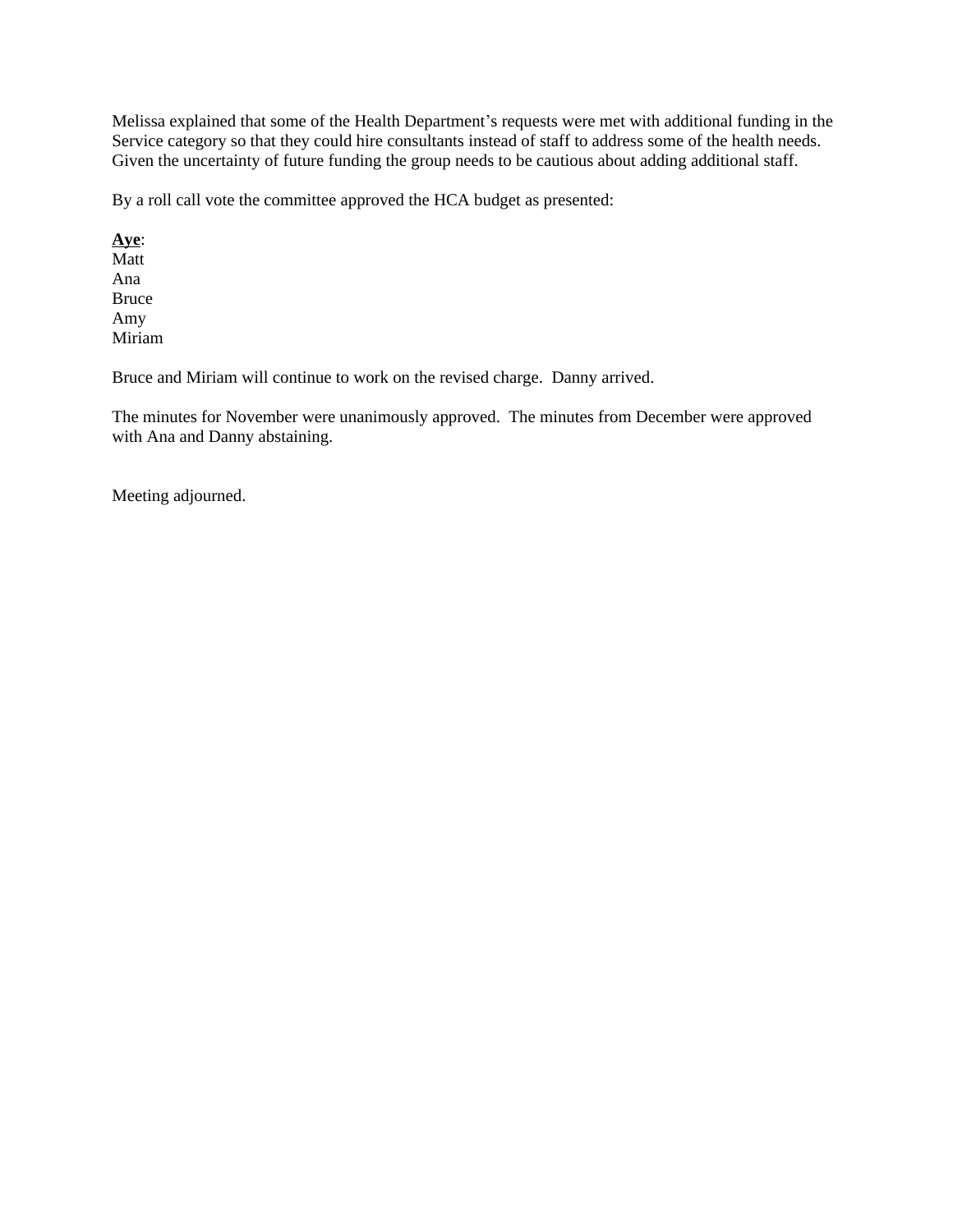Melissa explained that some of the Health Department's requests were met with additional funding in the Service category so that they could hire consultants instead of staff to address some of the health needs. Given the uncertainty of future funding the group needs to be cautious about adding additional staff.

By a roll call vote the committee approved the HCA budget as presented:

**Aye**:
Matt
Ana
Bruce
Amy
Miriam

Bruce and Miriam will continue to work on the revised charge. Danny arrived.

The minutes for November were unanimously approved. The minutes from December were approved with Ana and Danny abstaining.

Meeting adjourned.